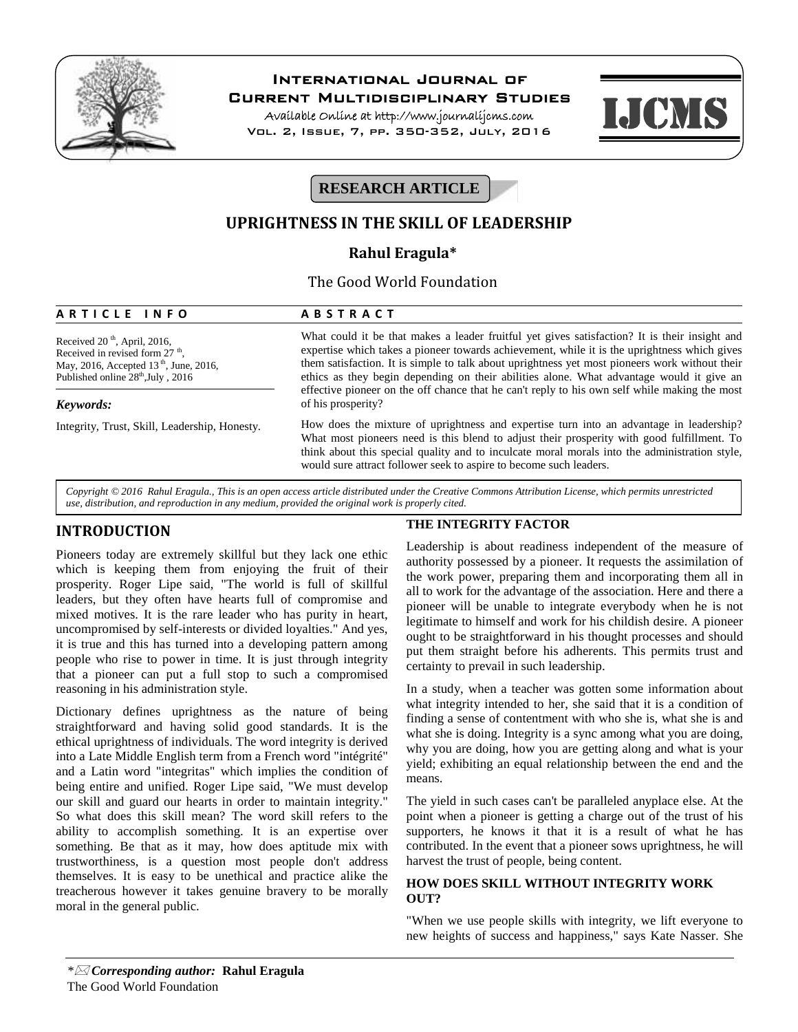# International Journal of Current Multidisciplinary Studies

Available Online at http://www.journalijcms.com

**RESEARCH ARTICLE**

# UPRIGHTNESS IN THE SKILL OF LEADERSHIP

**Rahul Eragula***

The Good World Foundation

## ARTICLE INFO

Received 20 th, April, 2016, Received in revised form 27 th, May, 2016, Accepted 13 th, June, 2016, Published online 28th,July , 2016

***Keywords:***

Integrity, Trust, Skill, Leadership, Honesty.

## ABSTRACT

What could it be that makes a leader fruitful yet gives satisfaction? It is their insight and expertise which takes a pioneer towards achievement, while it is the uprightness which gives them satisfaction. It is simple to talk about uprightness yet most pioneers work without their ethics as they begin depending on their abilities alone. What advantage would it give an effective pioneer on the off chance that he can't reply to his own self while making the most of his prosperity?

How does the mixture of uprightness and expertise turn into an advantage in leadership? What most pioneers need is this blend to adjust their prosperity with good fulfillment. To think about this special quality and to inculcate moral morals into the administration style, would sure attract follower seek to aspire to become such leaders.

*Copyright © 2016 Rahul Eragula., This is an open access article distributed under the Creative Commons Attribution License, which permits unrestricted use, distribution, and reproduction in any medium, provided the original work is properly cited.*

## INTRODUCTION

Pioneers today are extremely skillful but they lack one ethic which is keeping them from enjoying the fruit of their prosperity. Roger Lipe said, "The world is full of skillful leaders, but they often have hearts full of compromise and mixed motives. It is the rare leader who has purity in heart, uncompromised by self-interests or divided loyalties." And yes, it is true and this has turned into a developing pattern among people who rise to power in time. It is just through integrity that a pioneer can put a full stop to such a compromised reasoning in his administration style.

Dictionary defines uprightness as the nature of being straightforward and having solid good standards. It is the ethical uprightness of individuals. The word integrity is derived into a Late Middle English term from a French word "intégrité" and a Latin word "integritas" which implies the condition of being entire and unified. Roger Lipe said, "We must develop our skill and guard our hearts in order to maintain integrity." So what does this skill mean? The word skill refers to the ability to accomplish something. It is an expertise over something. Be that as it may, how does aptitude mix with trustworthiness, is a question most people don't address themselves. It is easy to be unethical and practice alike the treacherous however it takes genuine bravery to be morally moral in the general public.

### THE INTEGRITY FACTOR

Leadership is about readiness independent of the measure of authority possessed by a pioneer. It requests the assimilation of the work power, preparing them and incorporating them all in all to work for the advantage of the association. Here and there a pioneer will be unable to integrate everybody when he is not legitimate to himself and work for his childish desire. A pioneer ought to be straightforward in his thought processes and should put them straight before his adherents. This permits trust and certainty to prevail in such leadership.

In a study, when a teacher was gotten some information about what integrity intended to her, she said that it is a condition of finding a sense of contentment with who she is, what she is and what she is doing. Integrity is a sync among what you are doing, why you are doing, how you are getting along and what is your yield; exhibiting an equal relationship between the end and the means.

The yield in such cases can't be paralleled anyplace else. At the point when a pioneer is getting a charge out of the trust of his supporters, he knows it that it is a result of what he has contributed. In the event that a pioneer sows uprightness, he will harvest the trust of people, being content.

### HOW DOES SKILL WITHOUT INTEGRITY WORK OUT?

"When we use people skills with integrity, we lift everyone to new heights of success and happiness," says Kate Nasser. She

---

\* ***Corresponding author:*** **Rahul Eragula**
The Good World Foundation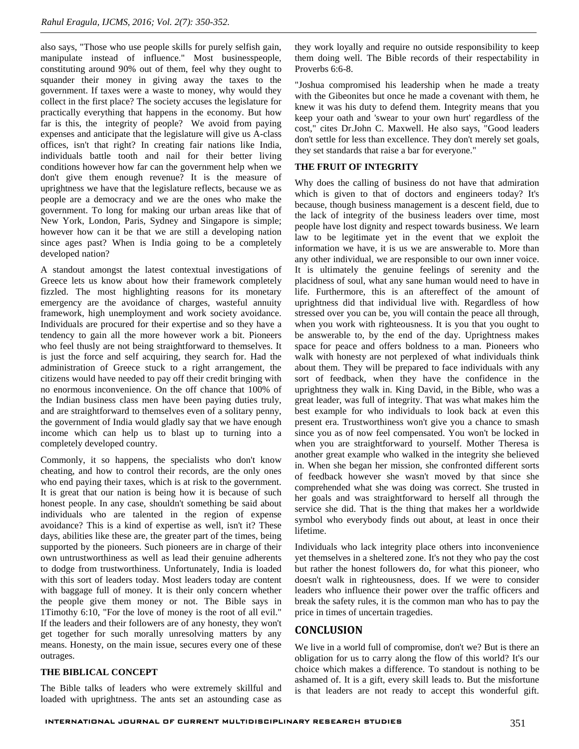also says, "Those who use people skills for purely selfish gain, manipulate instead of influence." Most businesspeople, constituting around 90% out of them, feel why they ought to squander their money in giving away the taxes to the government. If taxes were a waste to money, why would they collect in the first place? The society accuses the legislature for practically everything that happens in the economy. But how far is this, the integrity of people? We avoid from paying expenses and anticipate that the legislature will give us A-class offices, isn't that right? In creating fair nations like India, individuals battle tooth and nail for their better living conditions however how far can the government help when we don't give them enough revenue? It is the measure of uprightness we have that the legislature reflects, because we as people are a democracy and we are the ones who make the government. To long for making our urban areas like that of New York, London, Paris, Sydney and Singapore is simple; however how can it be that we are still a developing nation since ages past? When is India going to be a completely developed nation?

A standout amongst the latest contextual investigations of Greece lets us know about how their framework completely fizzled. The most highlighting reasons for its monetary emergency are the avoidance of charges, wasteful annuity framework, high unemployment and work society avoidance. Individuals are procured for their expertise and so they have a tendency to gain all the more however work a bit. Pioneers who feel thusly are not being straightforward to themselves. It is just the force and self acquiring, they search for. Had the administration of Greece stuck to a right arrangement, the citizens would have needed to pay off their credit bringing with no enormous inconvenience. On the off chance that 100% of the Indian business class men have been paying duties truly, and are straightforward to themselves even of a solitary penny, the government of India would gladly say that we have enough income which can help us to blast up to turning into a completely developed country.

Commonly, it so happens, the specialists who don't know cheating, and how to control their records, are the only ones who end paying their taxes, which is at risk to the government. It is great that our nation is being how it is because of such honest people. In any case, shouldn't something be said about individuals who are talented in the region of expense avoidance? This is a kind of expertise as well, isn't it? These days, abilities like these are, the greater part of the times, being supported by the pioneers. Such pioneers are in charge of their own untrustworthiness as well as lead their genuine adherents to dodge from trustworthiness. Unfortunately, India is loaded with this sort of leaders today. Most leaders today are content with baggage full of money. It is their only concern whether the people give them money or not. The Bible says in 1Timothy 6:10, "For the love of money is the root of all evil." If the leaders and their followers are of any honesty, they won't get together for such morally unresolving matters by any means. Honesty, on the main issue, secures every one of these outrages.

### THE BIBLICAL CONCEPT

The Bible talks of leaders who were extremely skillful and loaded with uprightness. The ants set an astounding case as they work loyally and require no outside responsibility to keep them doing well. The Bible records of their respectability in Proverbs 6:6-8.

"Joshua compromised his leadership when he made a treaty with the Gibeonites but once he made a covenant with them, he knew it was his duty to defend them. Integrity means that you keep your oath and 'swear to your own hurt' regardless of the cost," cites Dr.John C. Maxwell. He also says, "Good leaders don't settle for less than excellence. They don't merely set goals, they set standards that raise a bar for everyone."

### THE FRUIT OF INTEGRITY

Why does the calling of business do not have that admiration which is given to that of doctors and engineers today? It's because, though business management is a descent field, due to the lack of integrity of the business leaders over time, most people have lost dignity and respect towards business. We learn law to be legitimate yet in the event that we exploit the information we have, it is us we are answerable to. More than any other individual, we are responsible to our own inner voice. It is ultimately the genuine feelings of serenity and the placidness of soul, what any sane human would need to have in life. Furthermore, this is an aftereffect of the amount of uprightness did that individual live with. Regardless of how stressed over you can be, you will contain the peace all through, when you work with righteousness. It is you that you ought to be answerable to, by the end of the day. Uprightness makes space for peace and offers boldness to a man. Pioneers who walk with honesty are not perplexed of what individuals think about them. They will be prepared to face individuals with any sort of feedback, when they have the confidence in the uprightness they walk in. King David, in the Bible, who was a great leader, was full of integrity. That was what makes him the best example for who individuals to look back at even this present era. Trustworthiness won't give you a chance to smash since you as of now feel compensated. You won't be locked in when you are straightforward to yourself. Mother Theresa is another great example who walked in the integrity she believed in. When she began her mission, she confronted different sorts of feedback however she wasn't moved by that since she comprehended what she was doing was correct. She trusted in her goals and was straightforward to herself all through the service she did. That is the thing that makes her a worldwide symbol who everybody finds out about, at least in once their lifetime.

Individuals who lack integrity place others into inconvenience yet themselves in a sheltered zone. It's not they who pay the cost but rather the honest followers do, for what this pioneer, who doesn't walk in righteousness, does. If we were to consider leaders who influence their power over the traffic officers and break the safety rules, it is the common man who has to pay the price in times of uncertain tragedies.

## CONCLUSION

We live in a world full of compromise, don't we? But is there an obligation for us to carry along the flow of this world? It's our choice which makes a difference. To standout is nothing to be ashamed of. It is a gift, every skill leads to. But the misfortune is that leaders are not ready to accept this wonderful gift.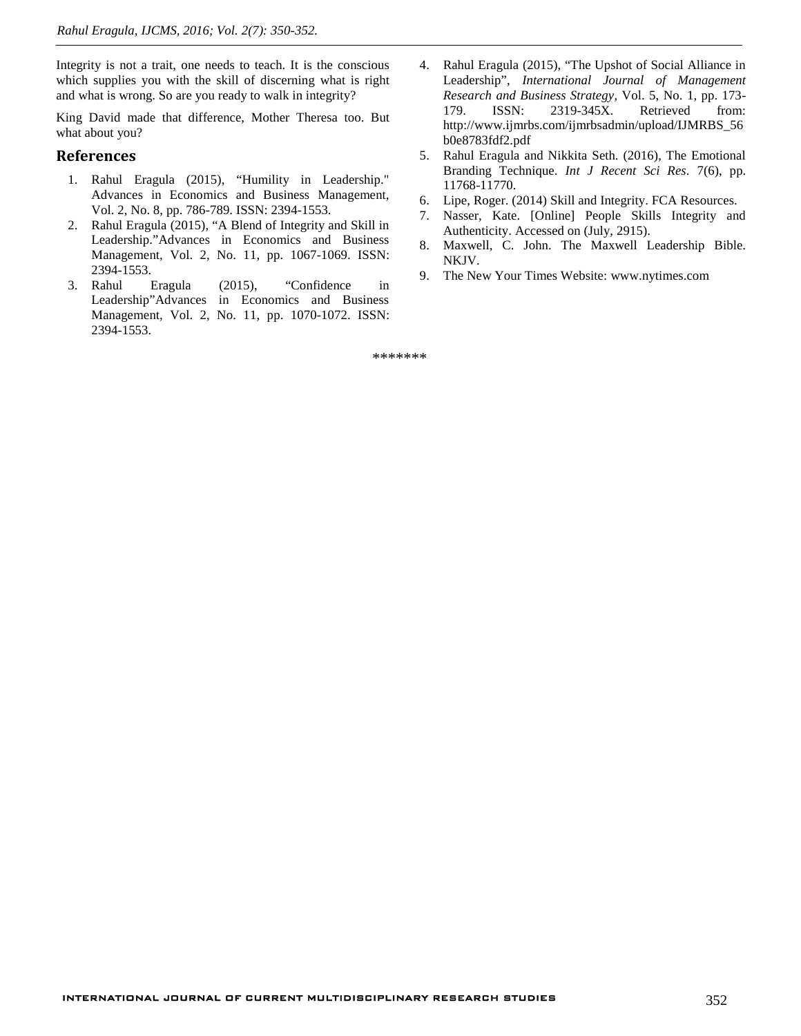Integrity is not a trait, one needs to teach. It is the conscious which supplies you with the skill of discerning what is right and what is wrong. So are you ready to walk in integrity?

King David made that difference, Mother Theresa too. But what about you?

## References

1. Rahul Eragula (2015), “Humility in Leadership." Advances in Economics and Business Management, Vol. 2, No. 8, pp. 786-789. ISSN: 2394-1553.
2. Rahul Eragula (2015), “A Blend of Integrity and Skill in Leadership.”Advances in Economics and Business Management, Vol. 2, No. 11, pp. 1067-1069. ISSN: 2394-1553.
3. Rahul Eragula (2015), “Confidence in Leadership”Advances in Economics and Business Management, Vol. 2, No. 11, pp. 1070-1072. ISSN: 2394-1553.
4. Rahul Eragula (2015), “The Upshot of Social Alliance in Leadership”, *International Journal of Management Research and Business Strategy*, Vol. 5, No. 1, pp. 173-179. ISSN: 2319-345X. Retrieved from: http://www.ijmrbs.com/ijmrbsadmin/upload/IJMRBS_56b0e8783fdf2.pdf
5. Rahul Eragula and Nikkita Seth. (2016), The Emotional Branding Technique. *Int J Recent Sci Res*. 7(6), pp. 11768-11770.
6. Lipe, Roger. (2014) Skill and Integrity. FCA Resources.
7. Nasser, Kate. [Online] People Skills Integrity and Authenticity. Accessed on (July, 2915).
8. Maxwell, C. John. The Maxwell Leadership Bible. NKJV.
9. The New Your Times Website: www.nytimes.com

*******